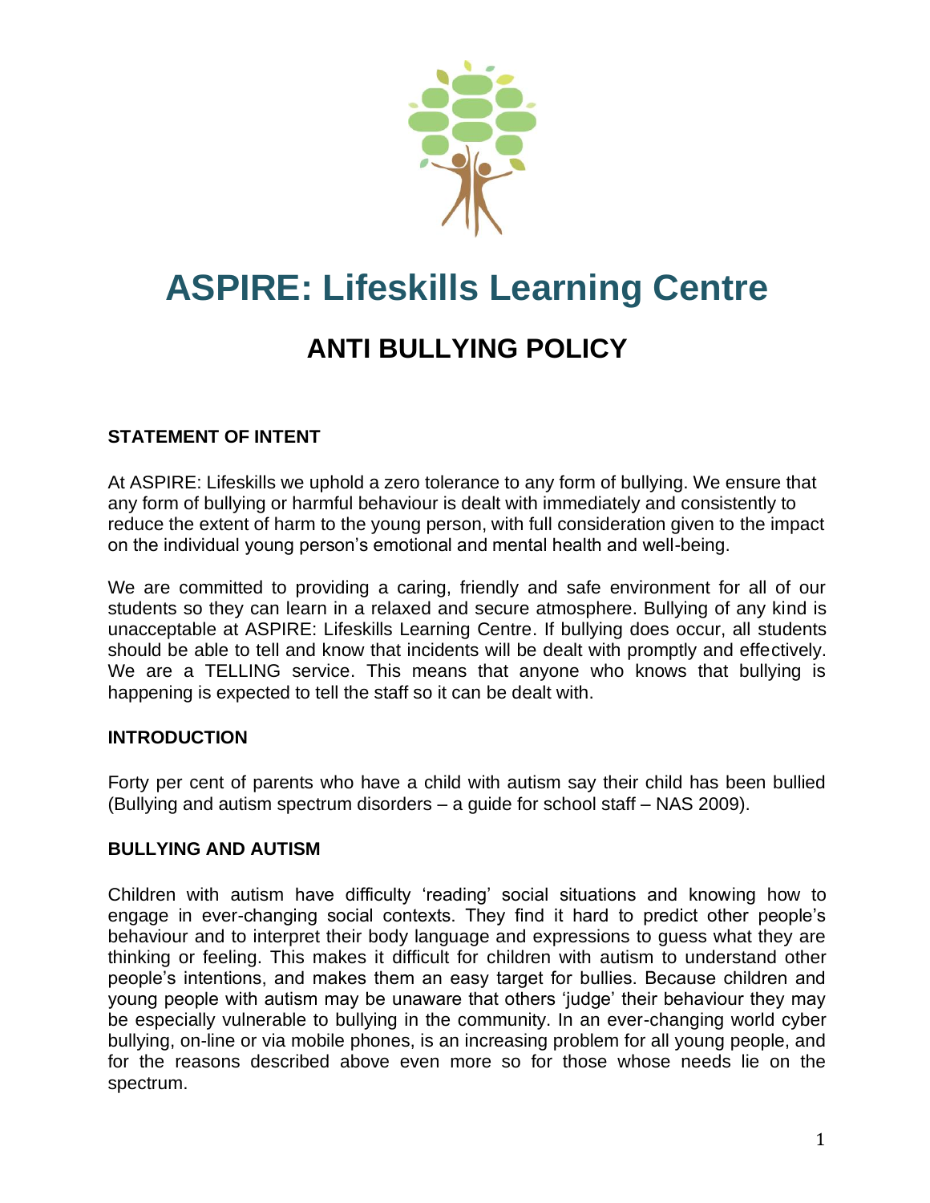# ASPIRE: Lifeskills Learning Centre

## ANTI BULLYING POLICY

### STATEMENT OF INTENT

At ASPIRE: Lifeskills we uphold a zero tolerance to any form of bullying. We ensure that any form of bullying or harmful behaviour is dealt with immediately and consistently to reduce the extent of harm to the young person, with full consideration given to the impact on the individual young person's emotional and mental health and well-being.

We are committed to providing a caring, friendly and safe environment for all of our students so they can learn in a relaxed and secure atmosphere. Bullying of any kind is unacceptable at ASPIRE: Lifeskills Learning Centre. If bullying does occur, all students should be able to tell and know that incidents will be dealt with promptly and effectively. We are a TELLING service. This means that anyone who knows that bullying is happening is expected to tell the staff so it can be dealt with.

### INTRODUCTION

Forty per cent of parents who have a child with autism say their child has been bullied (Bullying and autism spectrum disorders – a guide for school staff – NAS 2009).

### BULLYING AND AUTISM

Children with autism have difficulty 'reading' social situations and knowing how to engage in ever-changing social contexts. They find it hard to predict other people's behaviour and to interpret their body language and expressions to guess what they are thinking or feeling. This makes it difficult for children with autism to understand other people's intentions, and makes them an easy target for bullies. Because children and young people with autism may be unaware that others 'judge' their behaviour they may be especially vulnerable to bullying in the community. In an ever-changing world cyber bullying, on-line or via mobile phones, is an increasing problem for all young people, and for the reasons described above even more so for those whose needs lie on the spectrum.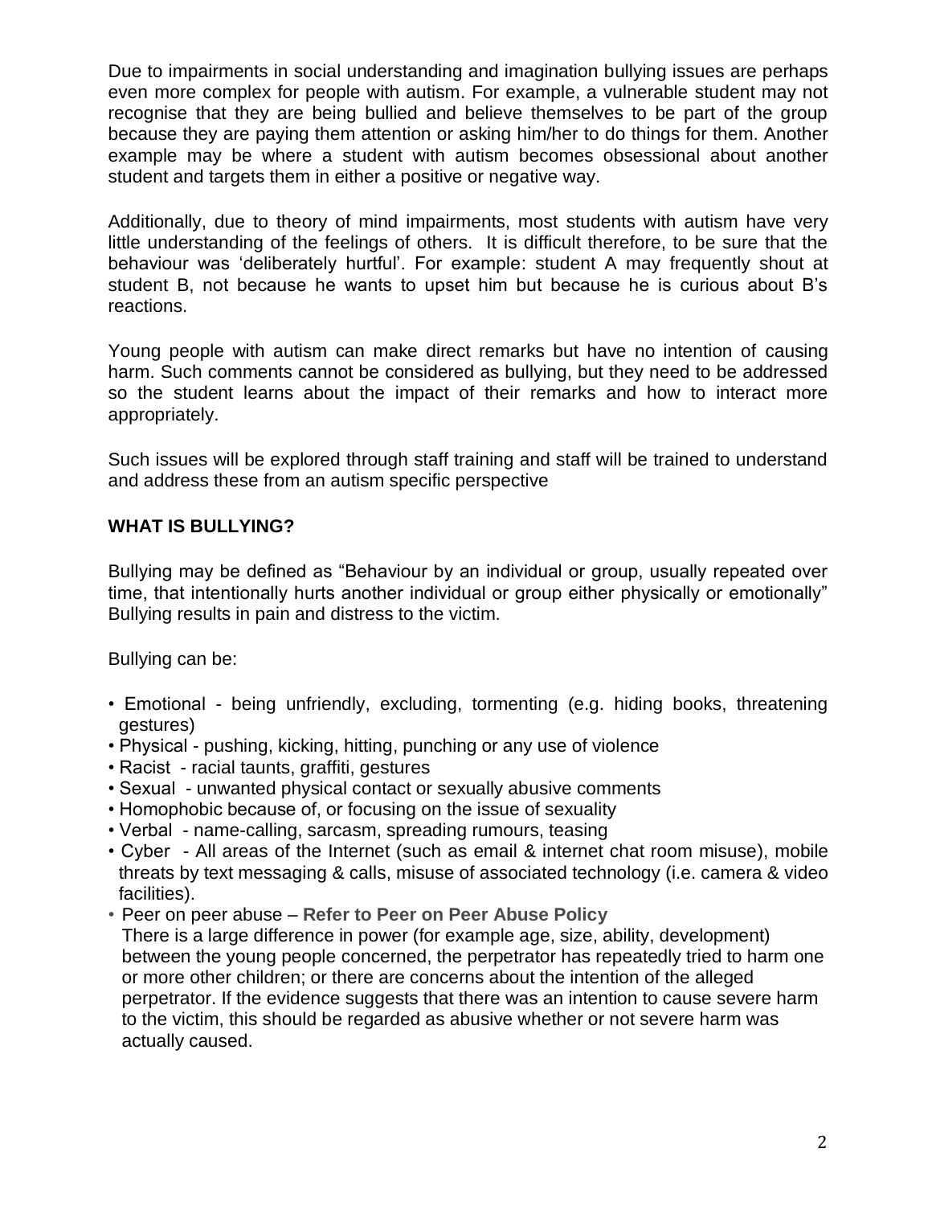Due to impairments in social understanding and imagination bullying issues are perhaps even more complex for people with autism. For example, a vulnerable student may not recognise that they are being bullied and believe themselves to be part of the group because they are paying them attention or asking him/her to do things for them. Another example may be where a student with autism becomes obsessional about another student and targets them in either a positive or negative way.

Additionally, due to theory of mind impairments, most students with autism have very little understanding of the feelings of others. It is difficult therefore, to be sure that the behaviour was 'deliberately hurtful'. For example: student A may frequently shout at student B, not because he wants to upset him but because he is curious about B's reactions.

Young people with autism can make direct remarks but have no intention of causing harm. Such comments cannot be considered as bullying, but they need to be addressed so the student learns about the impact of their remarks and how to interact more appropriately.

Such issues will be explored through staff training and staff will be trained to understand and address these from an autism specific perspective

## WHAT IS BULLYING?

Bullying may be defined as "Behaviour by an individual or group, usually repeated over time, that intentionally hurts another individual or group either physically or emotionally" Bullying results in pain and distress to the victim.

Bullying can be:

- Emotional - being unfriendly, excluding, tormenting (e.g. hiding books, threatening gestures)
- Physical - pushing, kicking, hitting, punching or any use of violence
- Racist - racial taunts, graffiti, gestures
- Sexual - unwanted physical contact or sexually abusive comments
- Homophobic because of, or focusing on the issue of sexuality
- Verbal - name-calling, sarcasm, spreading rumours, teasing
- Cyber - All areas of the Internet (such as email & internet chat room misuse), mobile threats by text messaging & calls, misuse of associated technology (i.e. camera & video facilities).
- Peer on peer abuse – **Refer to Peer on Peer Abuse Policy**
  There is a large difference in power (for example age, size, ability, development) between the young people concerned, the perpetrator has repeatedly tried to harm one or more other children; or there are concerns about the intention of the alleged perpetrator. If the evidence suggests that there was an intention to cause severe harm to the victim, this should be regarded as abusive whether or not severe harm was actually caused.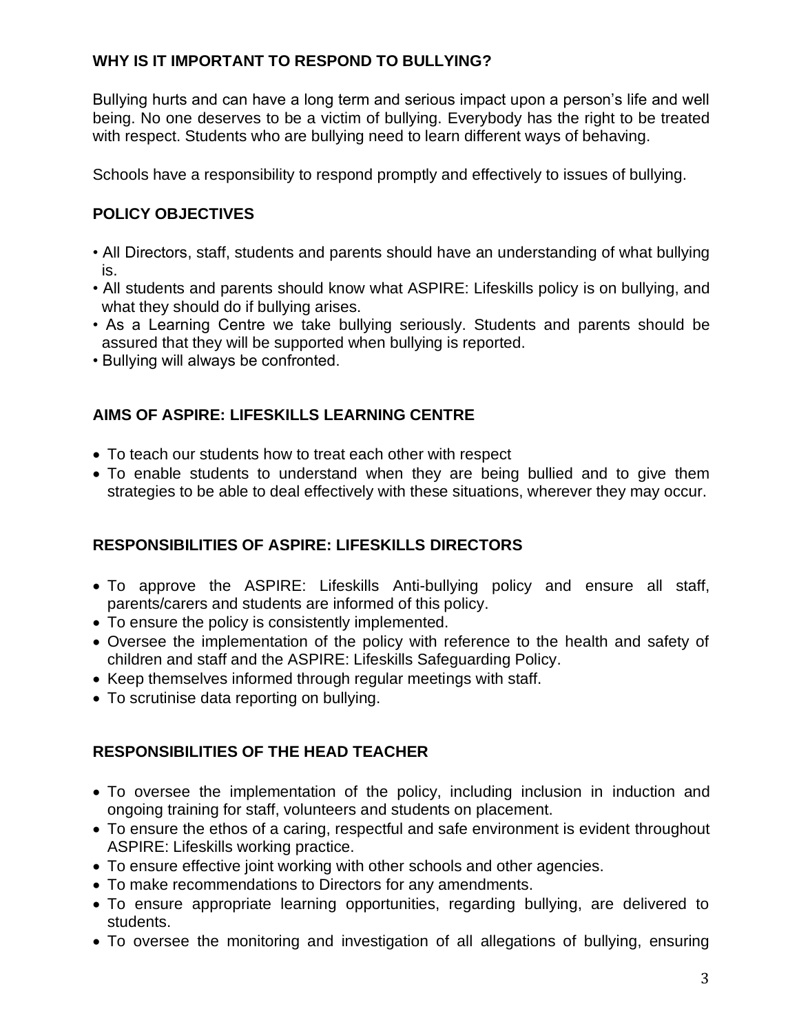## WHY IS IT IMPORTANT TO RESPOND TO BULLYING?

Bullying hurts and can have a long term and serious impact upon a person's life and well being. No one deserves to be a victim of bullying. Everybody has the right to be treated with respect. Students who are bullying need to learn different ways of behaving.

Schools have a responsibility to respond promptly and effectively to issues of bullying.

## POLICY OBJECTIVES

- All Directors, staff, students and parents should have an understanding of what bullying is.
- All students and parents should know what ASPIRE: Lifeskills policy is on bullying, and what they should do if bullying arises.
- As a Learning Centre we take bullying seriously. Students and parents should be assured that they will be supported when bullying is reported.
- Bullying will always be confronted.

## AIMS OF ASPIRE: LIFESKILLS LEARNING CENTRE

- To teach our students how to treat each other with respect
- To enable students to understand when they are being bullied and to give them strategies to be able to deal effectively with these situations, wherever they may occur.

## RESPONSIBILITIES OF ASPIRE: LIFESKILLS DIRECTORS

- To approve the ASPIRE: Lifeskills Anti-bullying policy and ensure all staff, parents/carers and students are informed of this policy.
- To ensure the policy is consistently implemented.
- Oversee the implementation of the policy with reference to the health and safety of children and staff and the ASPIRE: Lifeskills Safeguarding Policy.
- Keep themselves informed through regular meetings with staff.
- To scrutinise data reporting on bullying.

## RESPONSIBILITIES OF THE HEAD TEACHER

- To oversee the implementation of the policy, including inclusion in induction and ongoing training for staff, volunteers and students on placement.
- To ensure the ethos of a caring, respectful and safe environment is evident throughout ASPIRE: Lifeskills working practice.
- To ensure effective joint working with other schools and other agencies.
- To make recommendations to Directors for any amendments.
- To ensure appropriate learning opportunities, regarding bullying, are delivered to students.
- To oversee the monitoring and investigation of all allegations of bullying, ensuring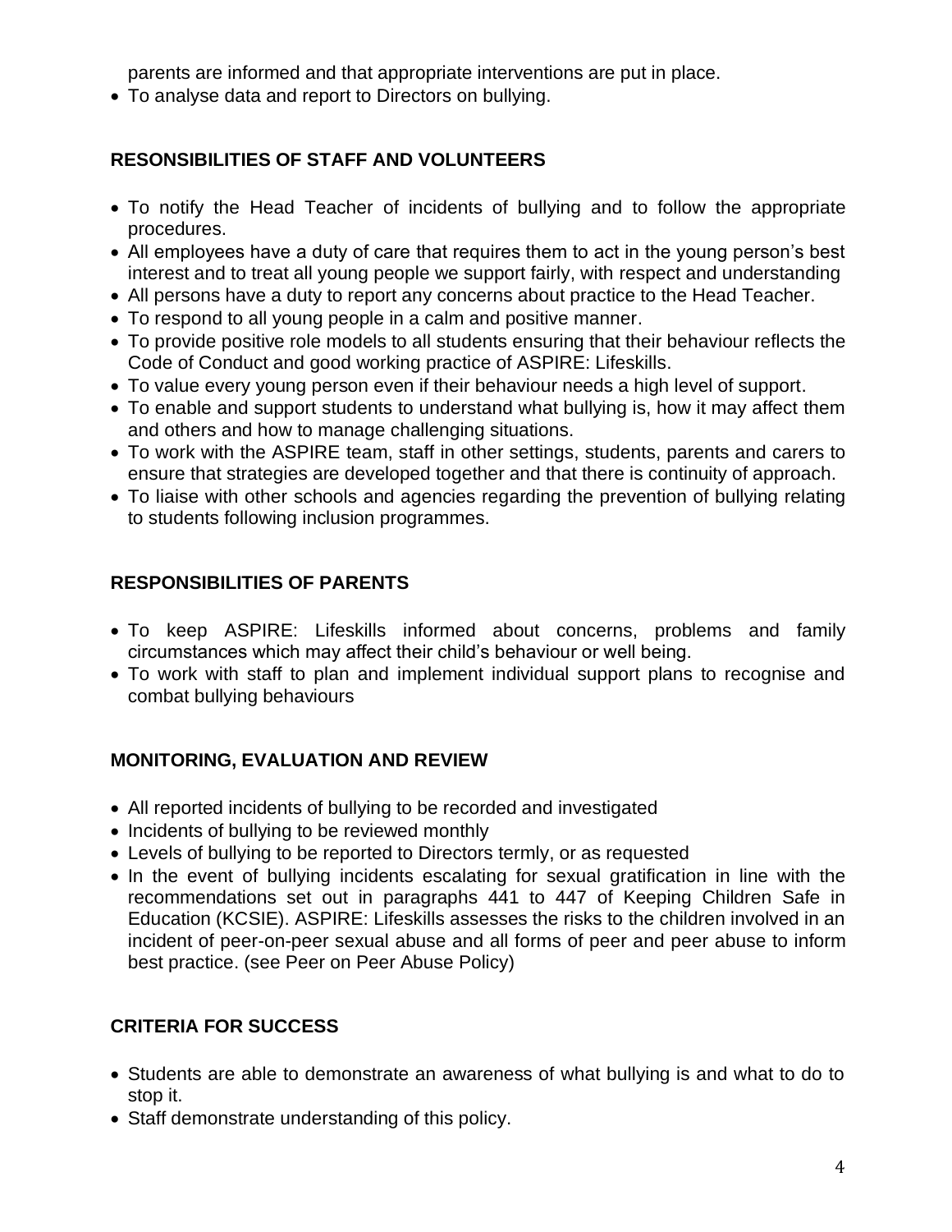parents are informed and that appropriate interventions are put in place.

- To analyse data and report to Directors on bullying.

## RESONSIBILITIES OF STAFF AND VOLUNTEERS

- To notify the Head Teacher of incidents of bullying and to follow the appropriate procedures.
- All employees have a duty of care that requires them to act in the young person's best interest and to treat all young people we support fairly, with respect and understanding
- All persons have a duty to report any concerns about practice to the Head Teacher.
- To respond to all young people in a calm and positive manner.
- To provide positive role models to all students ensuring that their behaviour reflects the Code of Conduct and good working practice of ASPIRE: Lifeskills.
- To value every young person even if their behaviour needs a high level of support.
- To enable and support students to understand what bullying is, how it may affect them and others and how to manage challenging situations.
- To work with the ASPIRE team, staff in other settings, students, parents and carers to ensure that strategies are developed together and that there is continuity of approach.
- To liaise with other schools and agencies regarding the prevention of bullying relating to students following inclusion programmes.

## RESPONSIBILITIES OF PARENTS

- To keep ASPIRE: Lifeskills informed about concerns, problems and family circumstances which may affect their child's behaviour or well being.
- To work with staff to plan and implement individual support plans to recognise and combat bullying behaviours

## MONITORING, EVALUATION AND REVIEW

- All reported incidents of bullying to be recorded and investigated
- Incidents of bullying to be reviewed monthly
- Levels of bullying to be reported to Directors termly, or as requested
- In the event of bullying incidents escalating for sexual gratification in line with the recommendations set out in paragraphs 441 to 447 of Keeping Children Safe in Education (KCSIE). ASPIRE: Lifeskills assesses the risks to the children involved in an incident of peer-on-peer sexual abuse and all forms of peer and peer abuse to inform best practice. (see Peer on Peer Abuse Policy)

## CRITERIA FOR SUCCESS

- Students are able to demonstrate an awareness of what bullying is and what to do to stop it.
- Staff demonstrate understanding of this policy.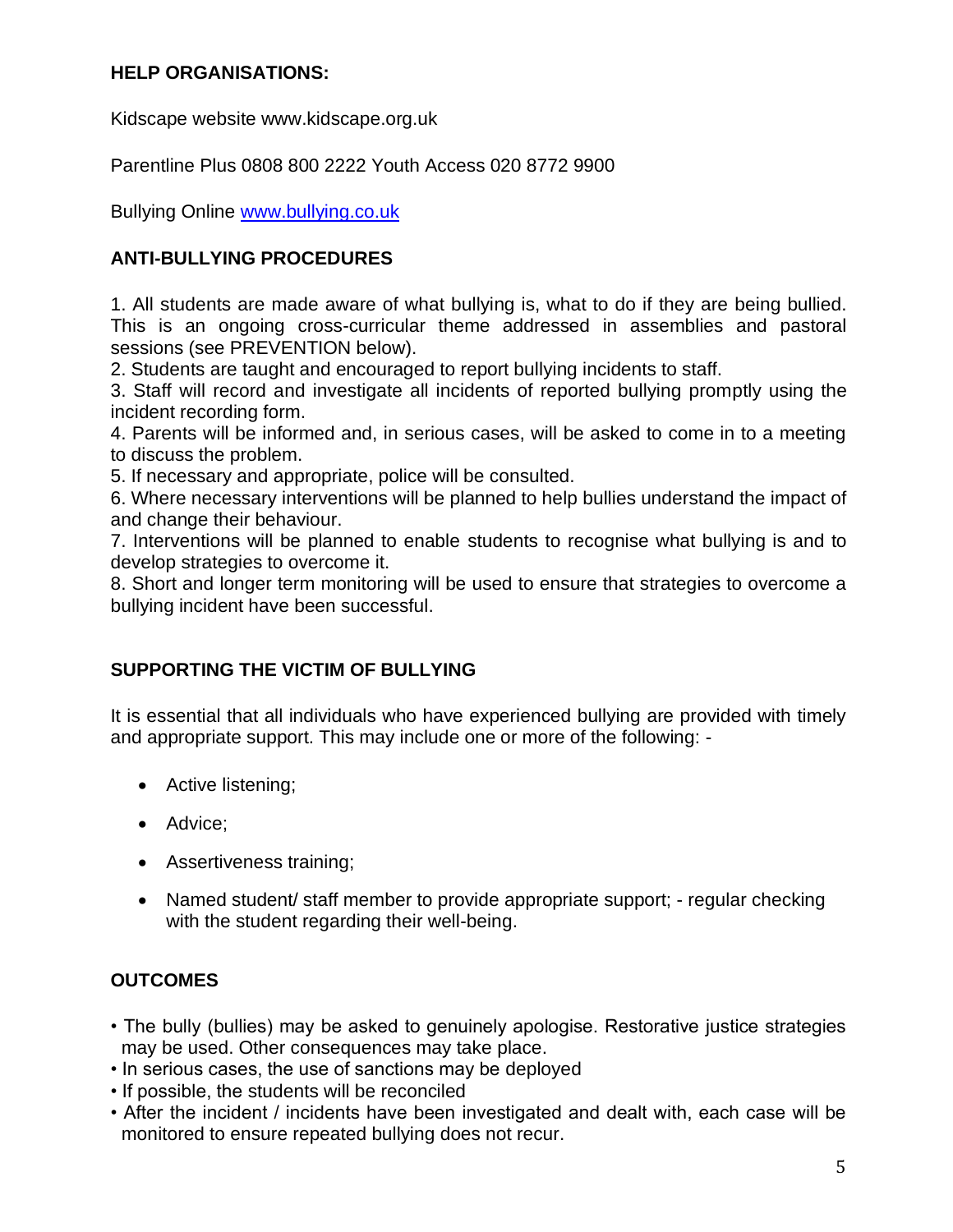**HELP ORGANISATIONS:**

Kidscape website www.kidscape.org.uk

Parentline Plus 0808 800 2222 Youth Access 020 8772 9900

Bullying Online [www.bullying.co.uk](http://www.bullying.co.uk)

**ANTI-BULLYING PROCEDURES**

1. All students are made aware of what bullying is, what to do if they are being bullied. This is an ongoing cross-curricular theme addressed in assemblies and pastoral sessions (see PREVENTION below).
2. Students are taught and encouraged to report bullying incidents to staff.
3. Staff will record and investigate all incidents of reported bullying promptly using the incident recording form.
4. Parents will be informed and, in serious cases, will be asked to come in to a meeting to discuss the problem.
5. If necessary and appropriate, police will be consulted.
6. Where necessary interventions will be planned to help bullies understand the impact of and change their behaviour.
7. Interventions will be planned to enable students to recognise what bullying is and to develop strategies to overcome it.
8. Short and longer term monitoring will be used to ensure that strategies to overcome a bullying incident have been successful.

**SUPPORTING THE VICTIM OF BULLYING**

It is essential that all individuals who have experienced bullying are provided with timely and appropriate support. This may include one or more of the following: -

- Active listening;
- Advice;
- Assertiveness training;
- Named student/ staff member to provide appropriate support; - regular checking with the student regarding their well-being.

**OUTCOMES**

- The bully (bullies) may be asked to genuinely apologise. Restorative justice strategies may be used. Other consequences may take place.
- In serious cases, the use of sanctions may be deployed
- If possible, the students will be reconciled
- After the incident / incidents have been investigated and dealt with, each case will be monitored to ensure repeated bullying does not recur.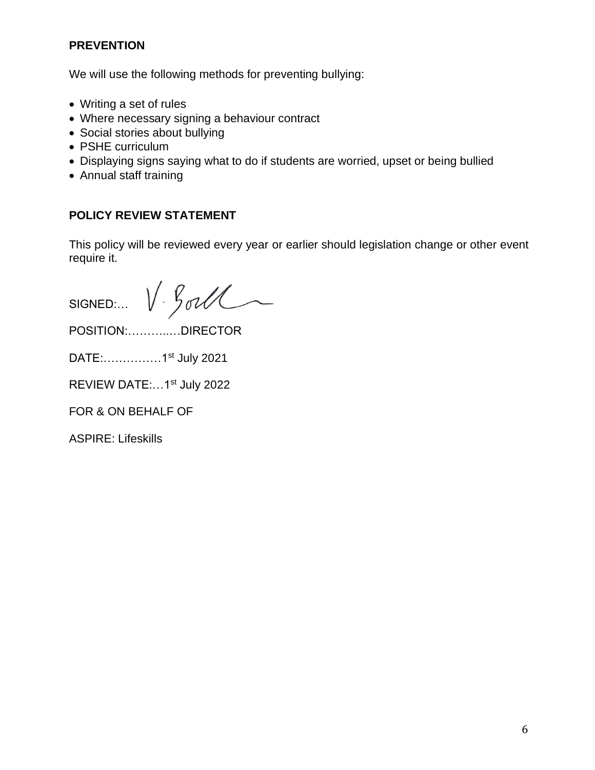**PREVENTION**

We will use the following methods for preventing bullying:

- Writing a set of rules
- Where necessary signing a behaviour contract
- Social stories about bullying
- PSHE curriculum
- Displaying signs saying what to do if students are worried, upset or being bullied
- Annual staff training

**POLICY REVIEW STATEMENT**

This policy will be reviewed every year or earlier should legislation change or other event require it.

SIGNED:… V. Boll

POSITION:………..…DIRECTOR

DATE:……………1st July 2021

REVIEW DATE:…1st July 2022

FOR & ON BEHALF OF

ASPIRE: Lifeskills